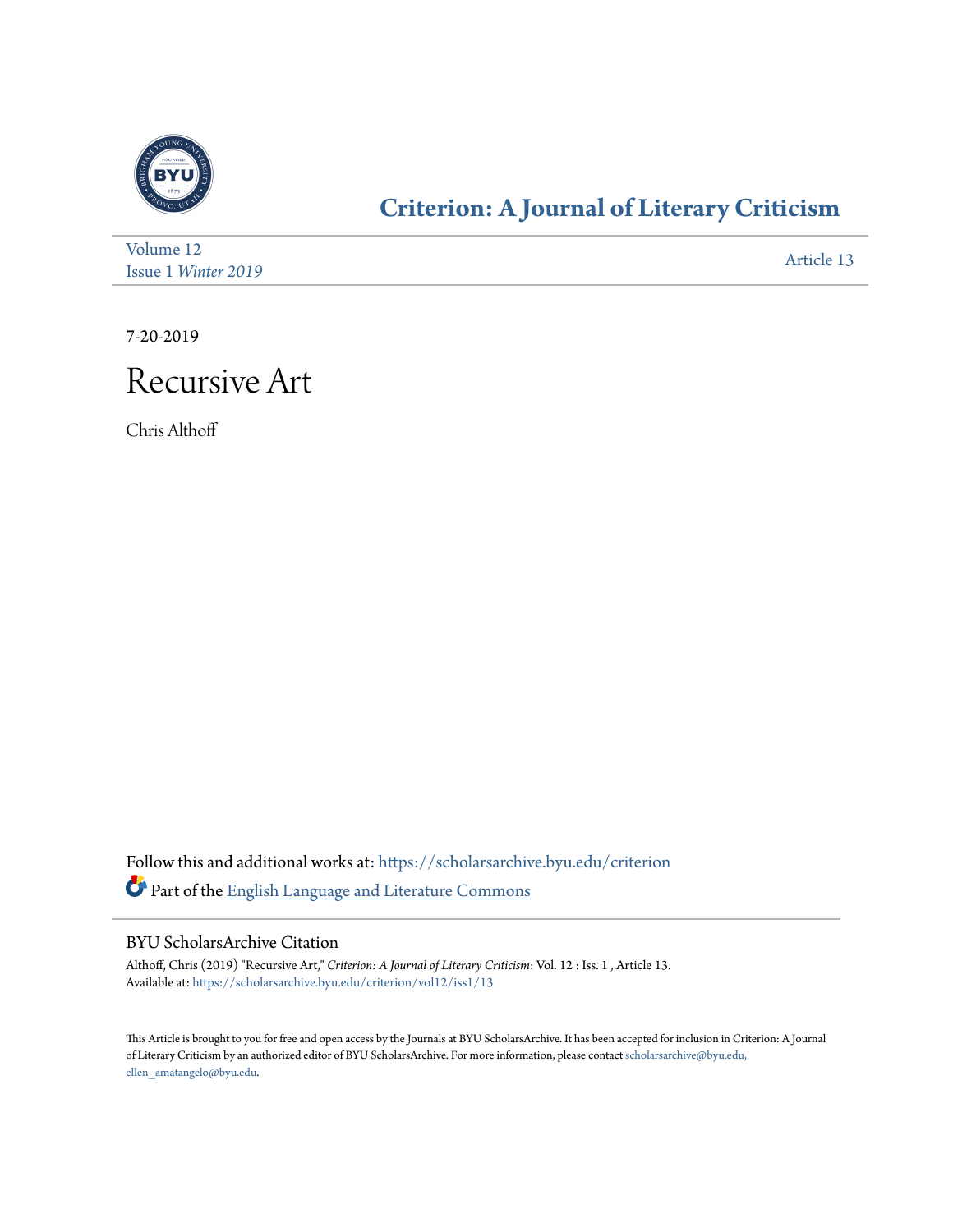# Criterion: A Journal of Literary Criticism

Volume 12
Issue 1 *Winter 2019*

Article 13

7-20-2019

# Recursive Art

Chris Althoff

Follow this and additional works at: https://scholarsarchive.byu.edu/criterion

Part of the English Language and Literature Commons

## BYU ScholarsArchive Citation

Althoff, Chris (2019) "Recursive Art," *Criterion: A Journal of Literary Criticism*: Vol. 12 : Iss. 1 , Article 13.
Available at: https://scholarsarchive.byu.edu/criterion/vol12/iss1/13

This Article is brought to you for free and open access by the Journals at BYU ScholarsArchive. It has been accepted for inclusion in Criterion: A Journal of Literary Criticism by an authorized editor of BYU ScholarsArchive. For more information, please contact scholarsarchive@byu.edu, ellen_amatangelo@byu.edu.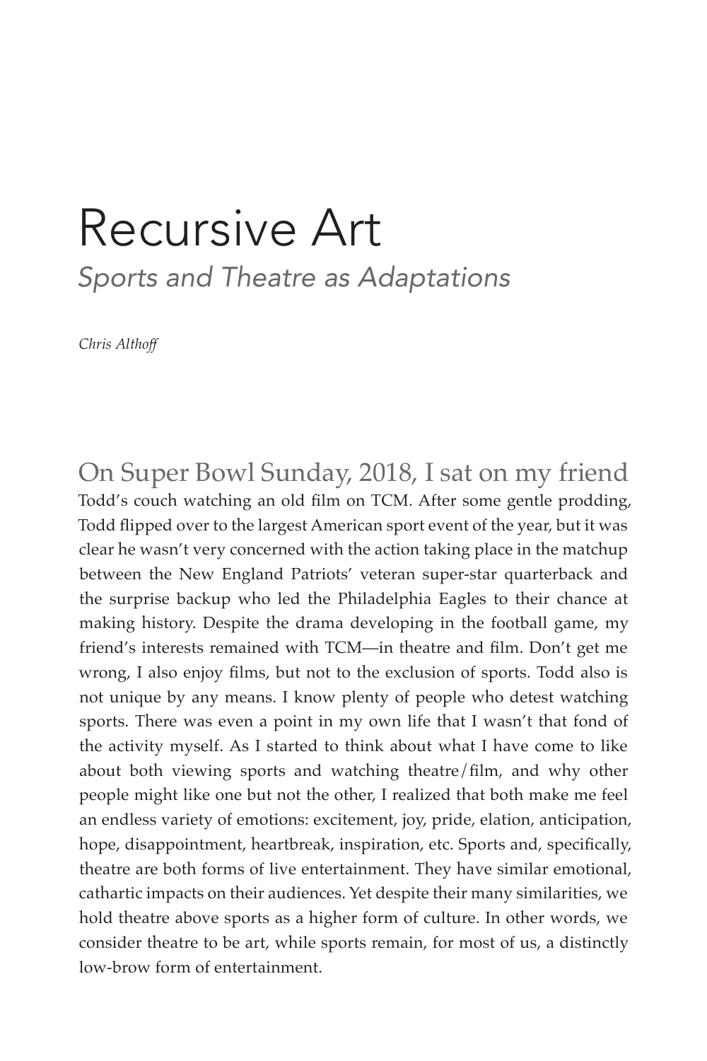# Recursive Art

## *Sports and Theatre as Adaptations*

*Chris Althoff*

On Super Bowl Sunday, 2018, I sat on my friend Todd's couch watching an old film on TCM. After some gentle prodding, Todd flipped over to the largest American sport event of the year, but it was clear he wasn't very concerned with the action taking place in the matchup between the New England Patriots' veteran super-star quarterback and the surprise backup who led the Philadelphia Eagles to their chance at making history. Despite the drama developing in the football game, my friend's interests remained with TCM—in theatre and film. Don't get me wrong, I also enjoy films, but not to the exclusion of sports. Todd also is not unique by any means. I know plenty of people who detest watching sports. There was even a point in my own life that I wasn't that fond of the activity myself. As I started to think about what I have come to like about both viewing sports and watching theatre/film, and why other people might like one but not the other, I realized that both make me feel an endless variety of emotions: excitement, joy, pride, elation, anticipation, hope, disappointment, heartbreak, inspiration, etc. Sports and, specifically, theatre are both forms of live entertainment. They have similar emotional, cathartic impacts on their audiences. Yet despite their many similarities, we hold theatre above sports as a higher form of culture. In other words, we consider theatre to be art, while sports remain, for most of us, a distinctly low-brow form of entertainment.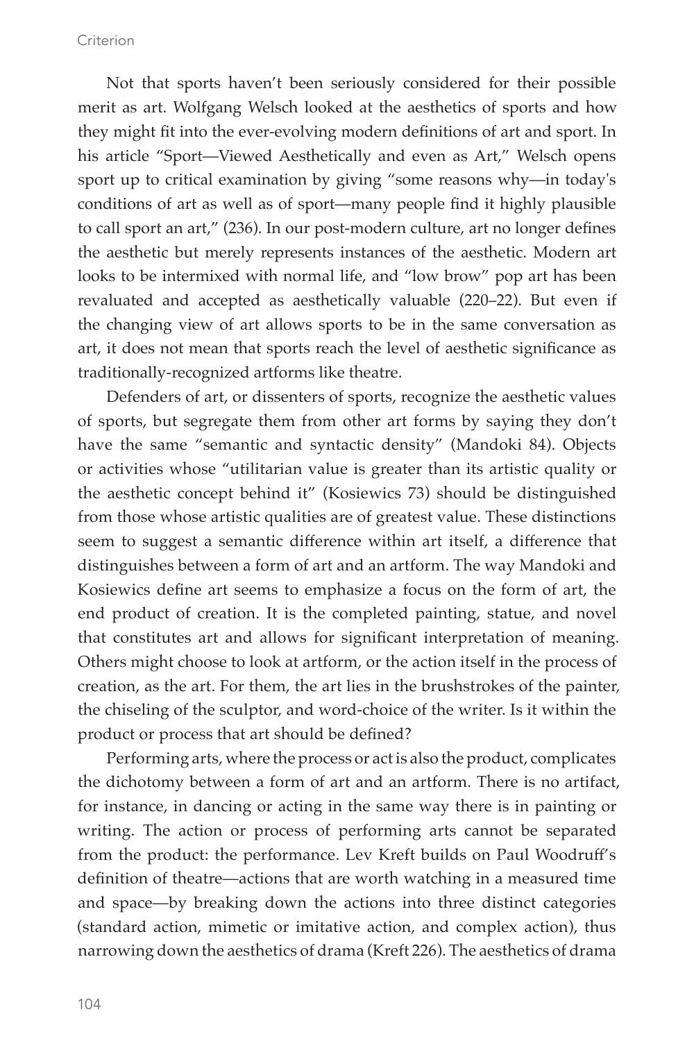Not that sports haven't been seriously considered for their possible merit as art. Wolfgang Welsch looked at the aesthetics of sports and how they might fit into the ever-evolving modern definitions of art and sport. In his article "Sport—Viewed Aesthetically and even as Art," Welsch opens sport up to critical examination by giving "some reasons why—in today's conditions of art as well as of sport—many people find it highly plausible to call sport an art," (236). In our post-modern culture, art no longer defines the aesthetic but merely represents instances of the aesthetic. Modern art looks to be intermixed with normal life, and "low brow" pop art has been revaluated and accepted as aesthetically valuable (220–22). But even if the changing view of art allows sports to be in the same conversation as art, it does not mean that sports reach the level of aesthetic significance as traditionally-recognized artforms like theatre.

Defenders of art, or dissenters of sports, recognize the aesthetic values of sports, but segregate them from other art forms by saying they don't have the same "semantic and syntactic density" (Mandoki 84). Objects or activities whose "utilitarian value is greater than its artistic quality or the aesthetic concept behind it" (Kosiewics 73) should be distinguished from those whose artistic qualities are of greatest value. These distinctions seem to suggest a semantic difference within art itself, a difference that distinguishes between a form of art and an artform. The way Mandoki and Kosiewics define art seems to emphasize a focus on the form of art, the end product of creation. It is the completed painting, statue, and novel that constitutes art and allows for significant interpretation of meaning. Others might choose to look at artform, or the action itself in the process of creation, as the art. For them, the art lies in the brushstrokes of the painter, the chiseling of the sculptor, and word-choice of the writer. Is it within the product or process that art should be defined?

Performing arts, where the process or act is also the product, complicates the dichotomy between a form of art and an artform. There is no artifact, for instance, in dancing or acting in the same way there is in painting or writing. The action or process of performing arts cannot be separated from the product: the performance. Lev Kreft builds on Paul Woodruff's definition of theatre—actions that are worth watching in a measured time and space—by breaking down the actions into three distinct categories (standard action, mimetic or imitative action, and complex action), thus narrowing down the aesthetics of drama (Kreft 226). The aesthetics of drama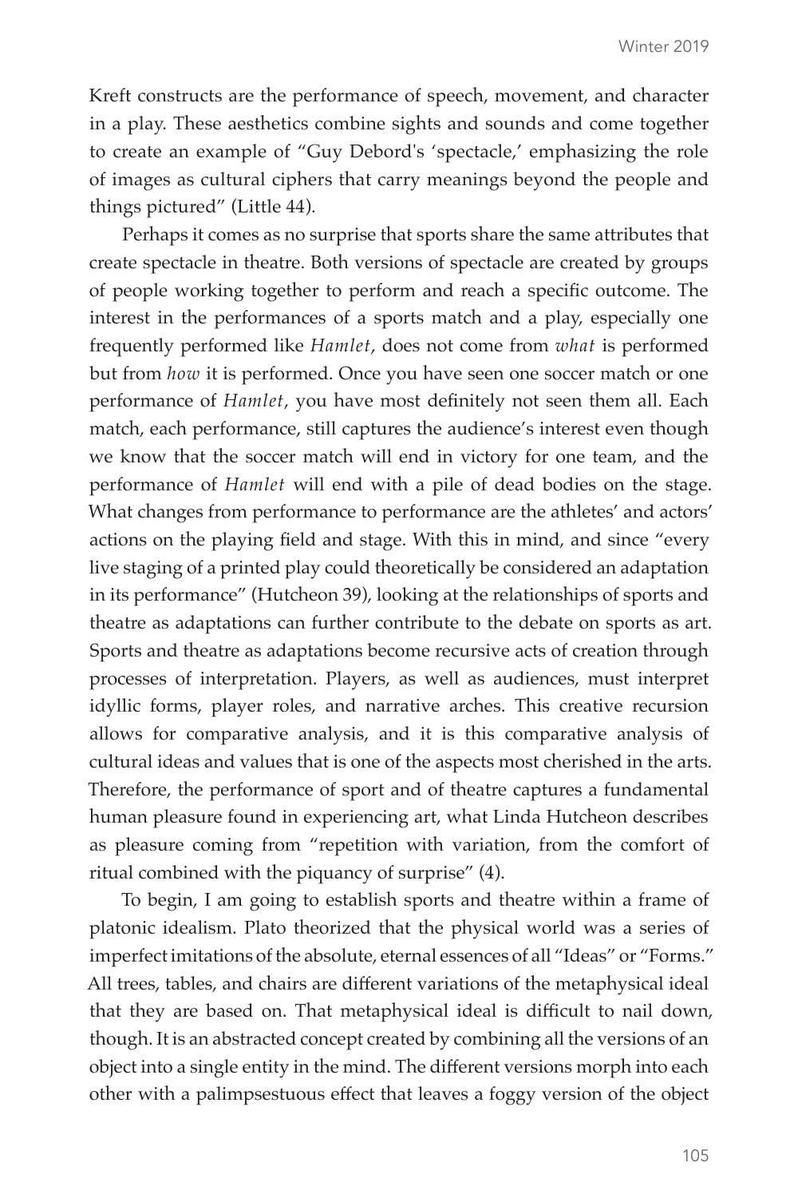Kreft constructs are the performance of speech, movement, and character in a play. These aesthetics combine sights and sounds and come together to create an example of "Guy Debord's 'spectacle,' emphasizing the role of images as cultural ciphers that carry meanings beyond the people and things pictured" (Little 44).

Perhaps it comes as no surprise that sports share the same attributes that create spectacle in theatre. Both versions of spectacle are created by groups of people working together to perform and reach a specific outcome. The interest in the performances of a sports match and a play, especially one frequently performed like *Hamlet*, does not come from *what* is performed but from *how* it is performed. Once you have seen one soccer match or one performance of *Hamlet*, you have most definitely not seen them all. Each match, each performance, still captures the audience's interest even though we know that the soccer match will end in victory for one team, and the performance of *Hamlet* will end with a pile of dead bodies on the stage. What changes from performance to performance are the athletes' and actors' actions on the playing field and stage. With this in mind, and since "every live staging of a printed play could theoretically be considered an adaptation in its performance" (Hutcheon 39), looking at the relationships of sports and theatre as adaptations can further contribute to the debate on sports as art. Sports and theatre as adaptations become recursive acts of creation through processes of interpretation. Players, as well as audiences, must interpret idyllic forms, player roles, and narrative arches. This creative recursion allows for comparative analysis, and it is this comparative analysis of cultural ideas and values that is one of the aspects most cherished in the arts. Therefore, the performance of sport and of theatre captures a fundamental human pleasure found in experiencing art, what Linda Hutcheon describes as pleasure coming from "repetition with variation, from the comfort of ritual combined with the piquancy of surprise" (4).

To begin, I am going to establish sports and theatre within a frame of platonic idealism. Plato theorized that the physical world was a series of imperfect imitations of the absolute, eternal essences of all "Ideas" or "Forms." All trees, tables, and chairs are different variations of the metaphysical ideal that they are based on. That metaphysical ideal is difficult to nail down, though. It is an abstracted concept created by combining all the versions of an object into a single entity in the mind. The different versions morph into each other with a palimpsestuous effect that leaves a foggy version of the object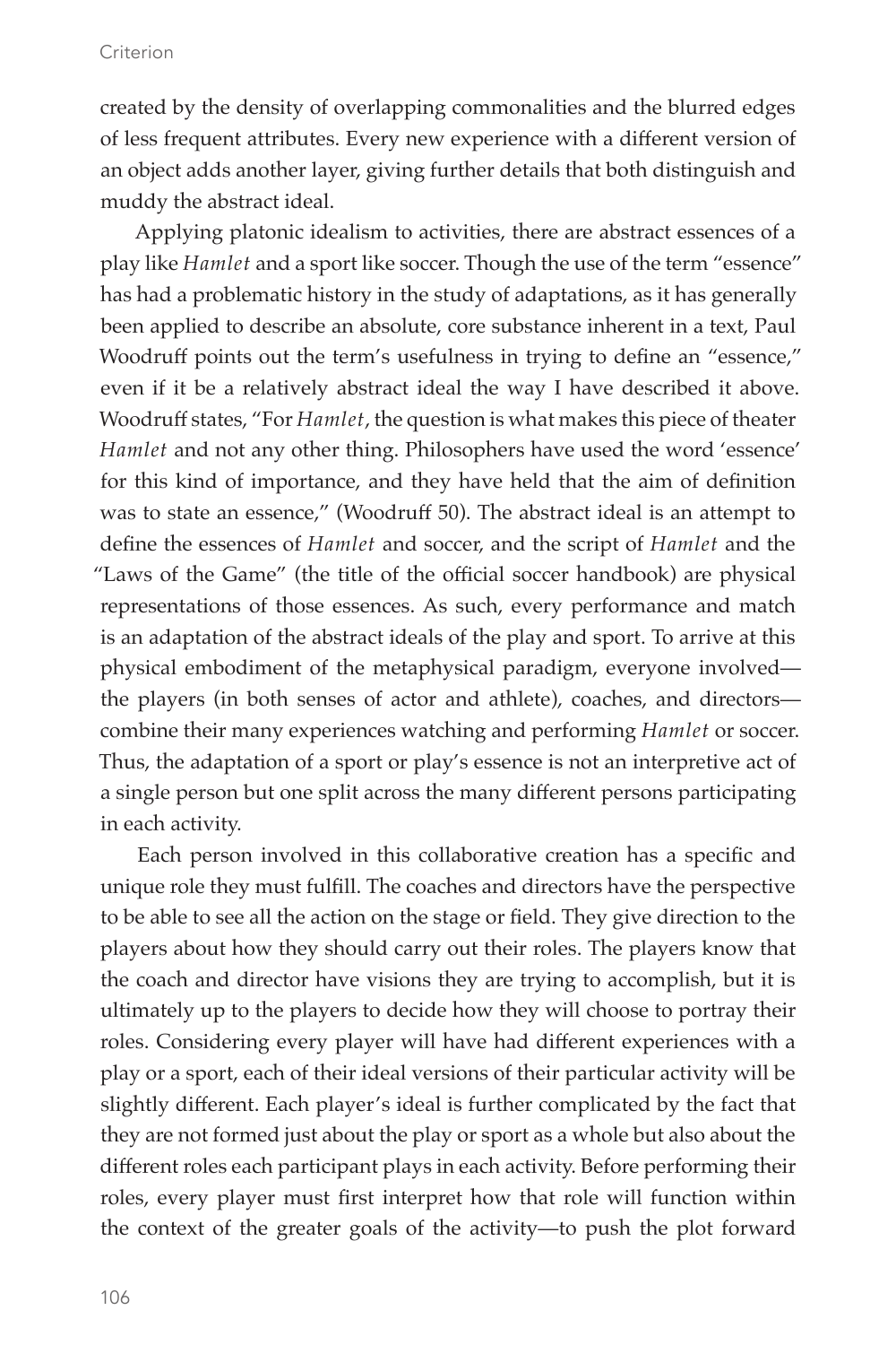created by the density of overlapping commonalities and the blurred edges of less frequent attributes. Every new experience with a different version of an object adds another layer, giving further details that both distinguish and muddy the abstract ideal.

Applying platonic idealism to activities, there are abstract essences of a play like *Hamlet* and a sport like soccer. Though the use of the term "essence" has had a problematic history in the study of adaptations, as it has generally been applied to describe an absolute, core substance inherent in a text, Paul Woodruff points out the term's usefulness in trying to define an "essence," even if it be a relatively abstract ideal the way I have described it above. Woodruff states, "For *Hamlet*, the question is what makes this piece of theater *Hamlet* and not any other thing. Philosophers have used the word 'essence' for this kind of importance, and they have held that the aim of definition was to state an essence," (Woodruff 50). The abstract ideal is an attempt to define the essences of *Hamlet* and soccer, and the script of *Hamlet* and the "Laws of the Game" (the title of the official soccer handbook) are physical representations of those essences. As such, every performance and match is an adaptation of the abstract ideals of the play and sport. To arrive at this physical embodiment of the metaphysical paradigm, everyone involved—the players (in both senses of actor and athlete), coaches, and directors—combine their many experiences watching and performing *Hamlet* or soccer. Thus, the adaptation of a sport or play's essence is not an interpretive act of a single person but one split across the many different persons participating in each activity.

Each person involved in this collaborative creation has a specific and unique role they must fulfill. The coaches and directors have the perspective to be able to see all the action on the stage or field. They give direction to the players about how they should carry out their roles. The players know that the coach and director have visions they are trying to accomplish, but it is ultimately up to the players to decide how they will choose to portray their roles. Considering every player will have had different experiences with a play or a sport, each of their ideal versions of their particular activity will be slightly different. Each player's ideal is further complicated by the fact that they are not formed just about the play or sport as a whole but also about the different roles each participant plays in each activity. Before performing their roles, every player must first interpret how that role will function within the context of the greater goals of the activity—to push the plot forward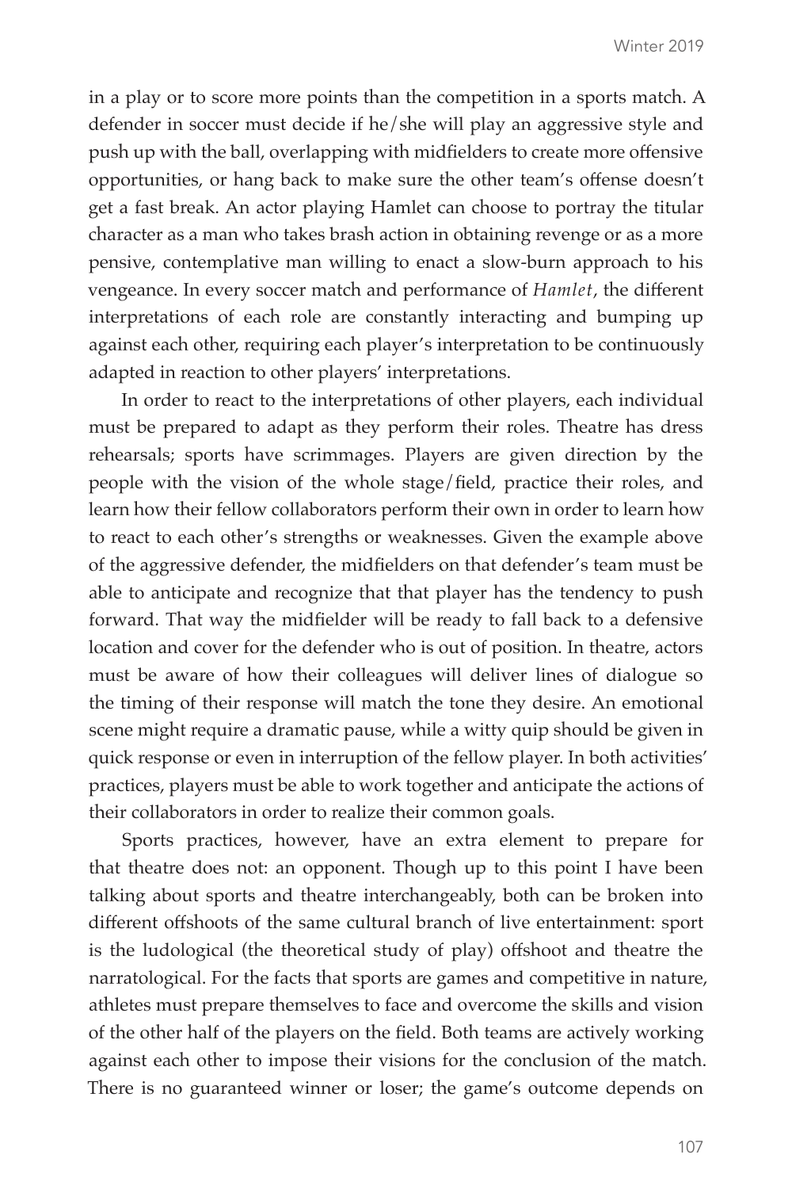in a play or to score more points than the competition in a sports match. A defender in soccer must decide if he/she will play an aggressive style and push up with the ball, overlapping with midfielders to create more offensive opportunities, or hang back to make sure the other team's offense doesn't get a fast break. An actor playing Hamlet can choose to portray the titular character as a man who takes brash action in obtaining revenge or as a more pensive, contemplative man willing to enact a slow-burn approach to his vengeance. In every soccer match and performance of *Hamlet*, the different interpretations of each role are constantly interacting and bumping up against each other, requiring each player's interpretation to be continuously adapted in reaction to other players' interpretations.

In order to react to the interpretations of other players, each individual must be prepared to adapt as they perform their roles. Theatre has dress rehearsals; sports have scrimmages. Players are given direction by the people with the vision of the whole stage/field, practice their roles, and learn how their fellow collaborators perform their own in order to learn how to react to each other's strengths or weaknesses. Given the example above of the aggressive defender, the midfielders on that defender's team must be able to anticipate and recognize that that player has the tendency to push forward. That way the midfielder will be ready to fall back to a defensive location and cover for the defender who is out of position. In theatre, actors must be aware of how their colleagues will deliver lines of dialogue so the timing of their response will match the tone they desire. An emotional scene might require a dramatic pause, while a witty quip should be given in quick response or even in interruption of the fellow player. In both activities' practices, players must be able to work together and anticipate the actions of their collaborators in order to realize their common goals.

Sports practices, however, have an extra element to prepare for that theatre does not: an opponent. Though up to this point I have been talking about sports and theatre interchangeably, both can be broken into different offshoots of the same cultural branch of live entertainment: sport is the ludological (the theoretical study of play) offshoot and theatre the narratological. For the facts that sports are games and competitive in nature, athletes must prepare themselves to face and overcome the skills and vision of the other half of the players on the field. Both teams are actively working against each other to impose their visions for the conclusion of the match. There is no guaranteed winner or loser; the game's outcome depends on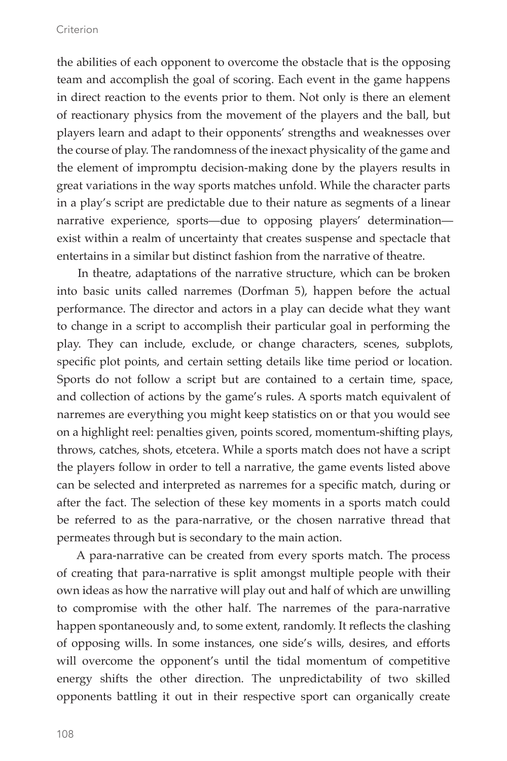the abilities of each opponent to overcome the obstacle that is the opposing team and accomplish the goal of scoring. Each event in the game happens in direct reaction to the events prior to them. Not only is there an element of reactionary physics from the movement of the players and the ball, but players learn and adapt to their opponents' strengths and weaknesses over the course of play. The randomness of the inexact physicality of the game and the element of impromptu decision-making done by the players results in great variations in the way sports matches unfold. While the character parts in a play's script are predictable due to their nature as segments of a linear narrative experience, sports—due to opposing players' determination—exist within a realm of uncertainty that creates suspense and spectacle that entertains in a similar but distinct fashion from the narrative of theatre.

In theatre, adaptations of the narrative structure, which can be broken into basic units called narremes (Dorfman 5), happen before the actual performance. The director and actors in a play can decide what they want to change in a script to accomplish their particular goal in performing the play. They can include, exclude, or change characters, scenes, subplots, specific plot points, and certain setting details like time period or location. Sports do not follow a script but are contained to a certain time, space, and collection of actions by the game's rules. A sports match equivalent of narremes are everything you might keep statistics on or that you would see on a highlight reel: penalties given, points scored, momentum-shifting plays, throws, catches, shots, etcetera. While a sports match does not have a script the players follow in order to tell a narrative, the game events listed above can be selected and interpreted as narremes for a specific match, during or after the fact. The selection of these key moments in a sports match could be referred to as the para-narrative, or the chosen narrative thread that permeates through but is secondary to the main action.

A para-narrative can be created from every sports match. The process of creating that para-narrative is split amongst multiple people with their own ideas as how the narrative will play out and half of which are unwilling to compromise with the other half. The narremes of the para-narrative happen spontaneously and, to some extent, randomly. It reflects the clashing of opposing wills. In some instances, one side's wills, desires, and efforts will overcome the opponent's until the tidal momentum of competitive energy shifts the other direction. The unpredictability of two skilled opponents battling it out in their respective sport can organically create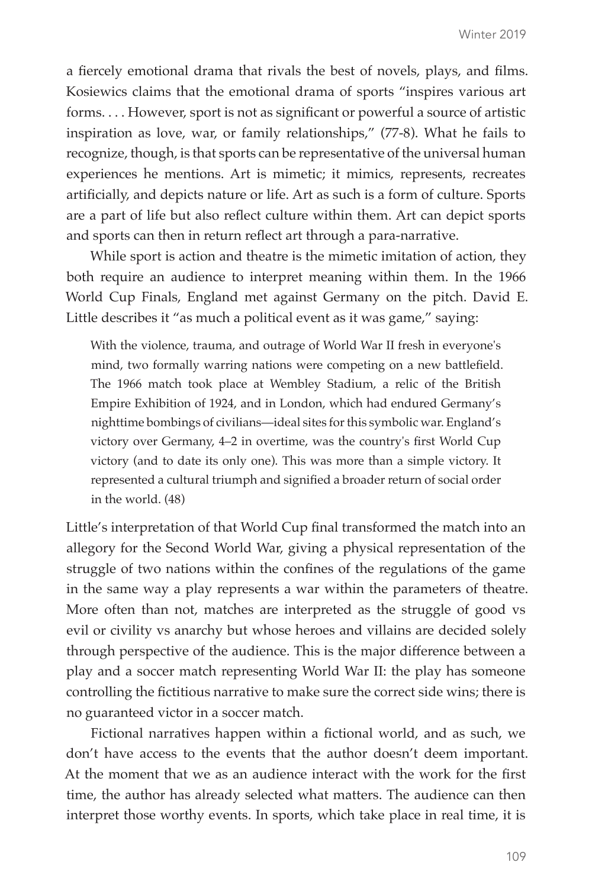a fiercely emotional drama that rivals the best of novels, plays, and films. Kosiewics claims that the emotional drama of sports "inspires various art forms. . . . However, sport is not as significant or powerful a source of artistic inspiration as love, war, or family relationships," (77-8). What he fails to recognize, though, is that sports can be representative of the universal human experiences he mentions. Art is mimetic; it mimics, represents, recreates artificially, and depicts nature or life. Art as such is a form of culture. Sports are a part of life but also reflect culture within them. Art can depict sports and sports can then in return reflect art through a para-narrative.

While sport is action and theatre is the mimetic imitation of action, they both require an audience to interpret meaning within them. In the 1966 World Cup Finals, England met against Germany on the pitch. David E. Little describes it "as much a political event as it was game," saying:

> With the violence, trauma, and outrage of World War II fresh in everyone's mind, two formally warring nations were competing on a new battlefield. The 1966 match took place at Wembley Stadium, a relic of the British Empire Exhibition of 1924, and in London, which had endured Germany's nighttime bombings of civilians—ideal sites for this symbolic war. England's victory over Germany, 4–2 in overtime, was the country's first World Cup victory (and to date its only one). This was more than a simple victory. It represented a cultural triumph and signified a broader return of social order in the world. (48)

Little's interpretation of that World Cup final transformed the match into an allegory for the Second World War, giving a physical representation of the struggle of two nations within the confines of the regulations of the game in the same way a play represents a war within the parameters of theatre. More often than not, matches are interpreted as the struggle of good vs evil or civility vs anarchy but whose heroes and villains are decided solely through perspective of the audience. This is the major difference between a play and a soccer match representing World War II: the play has someone controlling the fictitious narrative to make sure the correct side wins; there is no guaranteed victor in a soccer match.

Fictional narratives happen within a fictional world, and as such, we don't have access to the events that the author doesn't deem important. At the moment that we as an audience interact with the work for the first time, the author has already selected what matters. The audience can then interpret those worthy events. In sports, which take place in real time, it is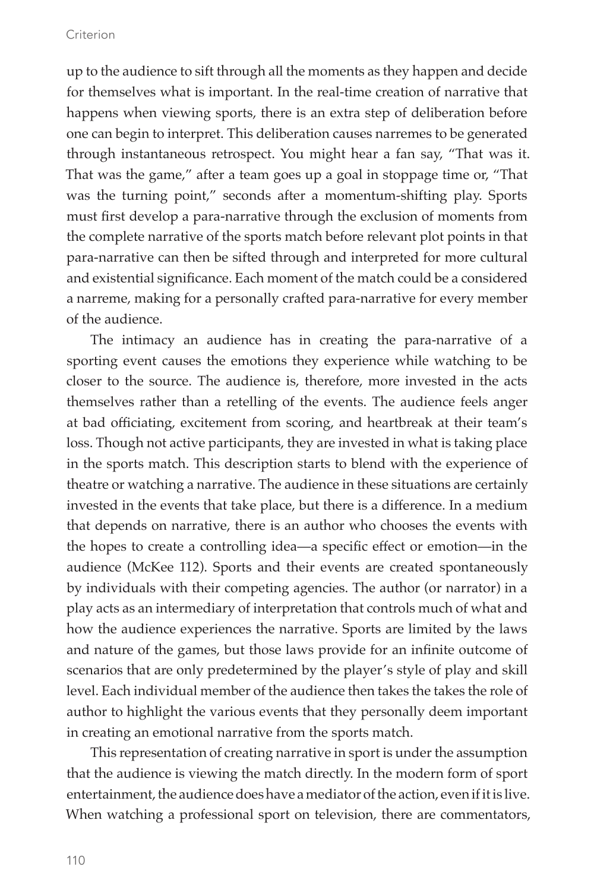up to the audience to sift through all the moments as they happen and decide for themselves what is important. In the real-time creation of narrative that happens when viewing sports, there is an extra step of deliberation before one can begin to interpret. This deliberation causes narremes to be generated through instantaneous retrospect. You might hear a fan say, "That was it. That was the game," after a team goes up a goal in stoppage time or, "That was the turning point," seconds after a momentum-shifting play. Sports must first develop a para-narrative through the exclusion of moments from the complete narrative of the sports match before relevant plot points in that para-narrative can then be sifted through and interpreted for more cultural and existential significance. Each moment of the match could be a considered a narreme, making for a personally crafted para-narrative for every member of the audience.

The intimacy an audience has in creating the para-narrative of a sporting event causes the emotions they experience while watching to be closer to the source. The audience is, therefore, more invested in the acts themselves rather than a retelling of the events. The audience feels anger at bad officiating, excitement from scoring, and heartbreak at their team's loss. Though not active participants, they are invested in what is taking place in the sports match. This description starts to blend with the experience of theatre or watching a narrative. The audience in these situations are certainly invested in the events that take place, but there is a difference. In a medium that depends on narrative, there is an author who chooses the events with the hopes to create a controlling idea—a specific effect or emotion—in the audience (McKee 112). Sports and their events are created spontaneously by individuals with their competing agencies. The author (or narrator) in a play acts as an intermediary of interpretation that controls much of what and how the audience experiences the narrative. Sports are limited by the laws and nature of the games, but those laws provide for an infinite outcome of scenarios that are only predetermined by the player's style of play and skill level. Each individual member of the audience then takes the takes the role of author to highlight the various events that they personally deem important in creating an emotional narrative from the sports match.

This representation of creating narrative in sport is under the assumption that the audience is viewing the match directly. In the modern form of sport entertainment, the audience does have a mediator of the action, even if it is live. When watching a professional sport on television, there are commentators,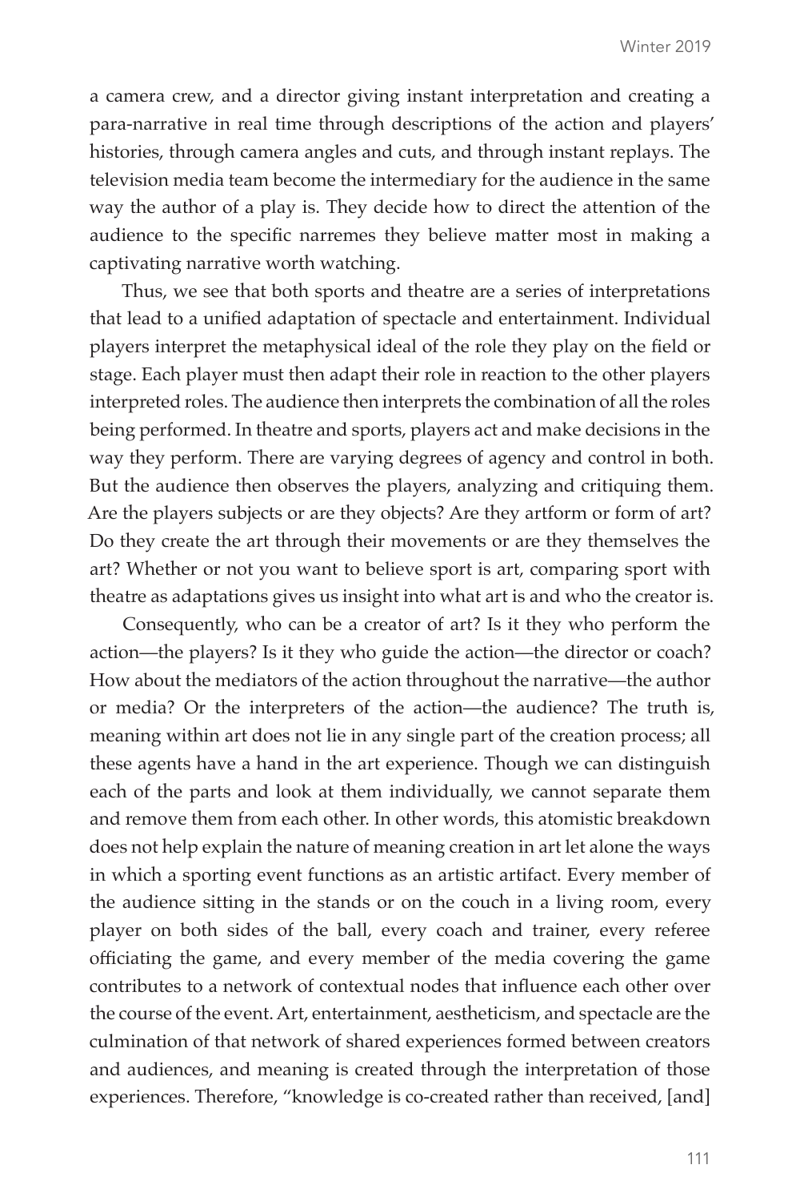a camera crew, and a director giving instant interpretation and creating a para-narrative in real time through descriptions of the action and players' histories, through camera angles and cuts, and through instant replays. The television media team become the intermediary for the audience in the same way the author of a play is. They decide how to direct the attention of the audience to the specific narremes they believe matter most in making a captivating narrative worth watching.

Thus, we see that both sports and theatre are a series of interpretations that lead to a unified adaptation of spectacle and entertainment. Individual players interpret the metaphysical ideal of the role they play on the field or stage. Each player must then adapt their role in reaction to the other players interpreted roles. The audience then interprets the combination of all the roles being performed. In theatre and sports, players act and make decisions in the way they perform. There are varying degrees of agency and control in both. But the audience then observes the players, analyzing and critiquing them. Are the players subjects or are they objects? Are they artform or form of art? Do they create the art through their movements or are they themselves the art? Whether or not you want to believe sport is art, comparing sport with theatre as adaptations gives us insight into what art is and who the creator is.

Consequently, who can be a creator of art? Is it they who perform the action—the players? Is it they who guide the action—the director or coach? How about the mediators of the action throughout the narrative—the author or media? Or the interpreters of the action—the audience? The truth is, meaning within art does not lie in any single part of the creation process; all these agents have a hand in the art experience. Though we can distinguish each of the parts and look at them individually, we cannot separate them and remove them from each other. In other words, this atomistic breakdown does not help explain the nature of meaning creation in art let alone the ways in which a sporting event functions as an artistic artifact. Every member of the audience sitting in the stands or on the couch in a living room, every player on both sides of the ball, every coach and trainer, every referee officiating the game, and every member of the media covering the game contributes to a network of contextual nodes that influence each other over the course of the event. Art, entertainment, aestheticism, and spectacle are the culmination of that network of shared experiences formed between creators and audiences, and meaning is created through the interpretation of those experiences. Therefore, "knowledge is co-created rather than received, [and]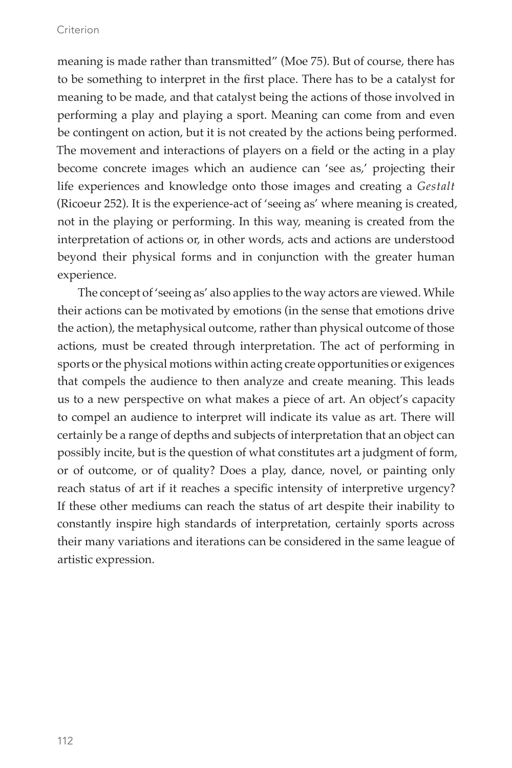meaning is made rather than transmitted" (Moe 75). But of course, there has to be something to interpret in the first place. There has to be a catalyst for meaning to be made, and that catalyst being the actions of those involved in performing a play and playing a sport. Meaning can come from and even be contingent on action, but it is not created by the actions being performed. The movement and interactions of players on a field or the acting in a play become concrete images which an audience can 'see as,' projecting their life experiences and knowledge onto those images and creating a *Gestalt* (Ricoeur 252). It is the experience-act of 'seeing as' where meaning is created, not in the playing or performing. In this way, meaning is created from the interpretation of actions or, in other words, acts and actions are understood beyond their physical forms and in conjunction with the greater human experience.

The concept of 'seeing as' also applies to the way actors are viewed. While their actions can be motivated by emotions (in the sense that emotions drive the action), the metaphysical outcome, rather than physical outcome of those actions, must be created through interpretation. The act of performing in sports or the physical motions within acting create opportunities or exigences that compels the audience to then analyze and create meaning. This leads us to a new perspective on what makes a piece of art. An object's capacity to compel an audience to interpret will indicate its value as art. There will certainly be a range of depths and subjects of interpretation that an object can possibly incite, but is the question of what constitutes art a judgment of form, or of outcome, or of quality? Does a play, dance, novel, or painting only reach status of art if it reaches a specific intensity of interpretive urgency? If these other mediums can reach the status of art despite their inability to constantly inspire high standards of interpretation, certainly sports across their many variations and iterations can be considered in the same league of artistic expression.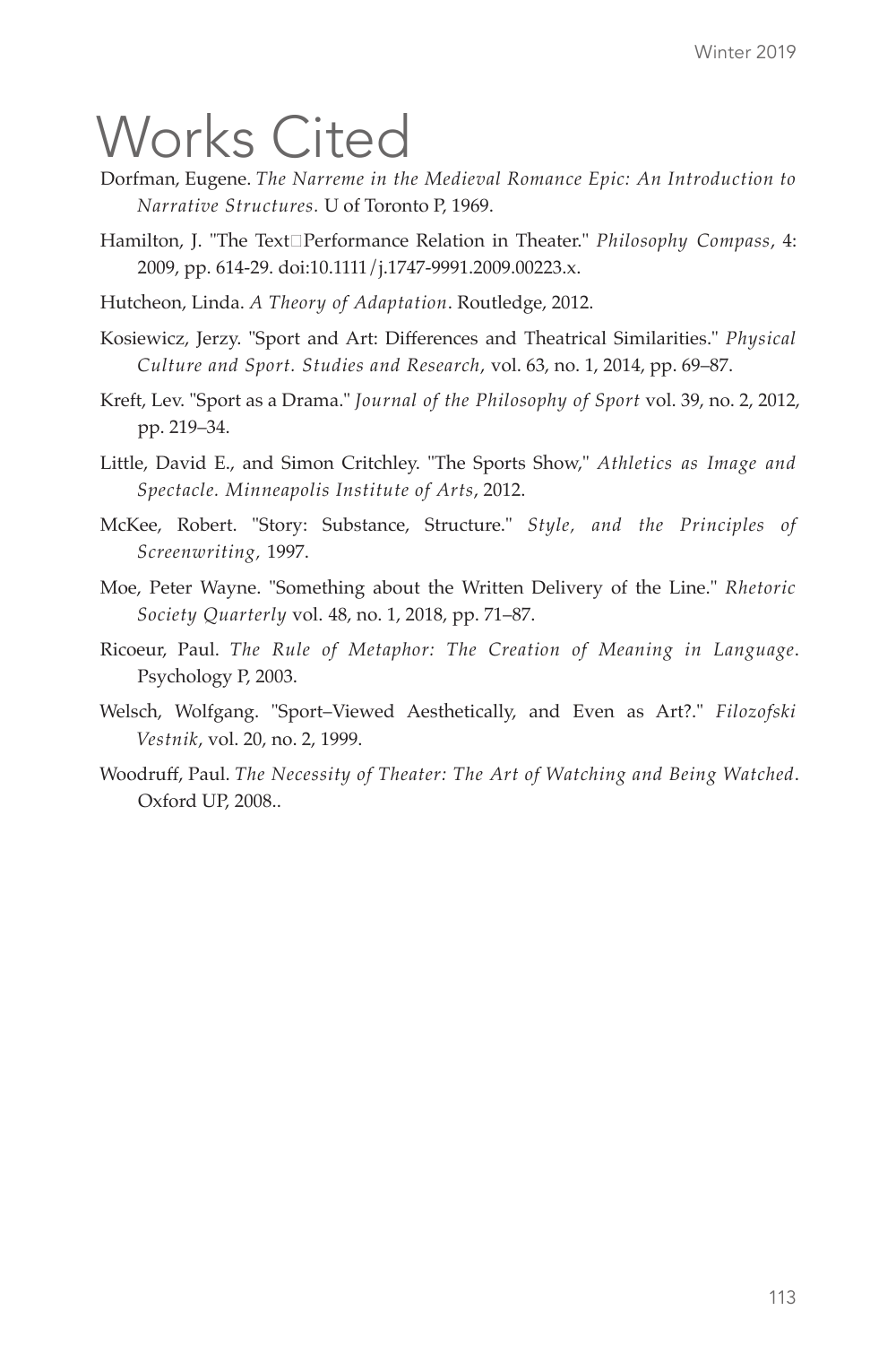# Works Cited

Dorfman, Eugene. *The Narreme in the Medieval Romance Epic: An Introduction to Narrative Structures.* U of Toronto P, 1969.

Hamilton, J. "The Text□Performance Relation in Theater." *Philosophy Compass*, 4: 2009, pp. 614-29. doi:10.1111/j.1747-9991.2009.00223.x.

Hutcheon, Linda. *A Theory of Adaptation*. Routledge, 2012.

Kosiewicz, Jerzy. "Sport and Art: Differences and Theatrical Similarities." *Physical Culture and Sport. Studies and Research*, vol. 63, no. 1, 2014, pp. 69–87.

Kreft, Lev. "Sport as a Drama." *Journal of the Philosophy of Sport* vol. 39, no. 2, 2012, pp. 219–34.

Little, David E., and Simon Critchley. "The Sports Show," *Athletics as Image and Spectacle. Minneapolis Institute of Arts*, 2012.

McKee, Robert. "Story: Substance, Structure." *Style, and the Principles of Screenwriting,* 1997.

Moe, Peter Wayne. "Something about the Written Delivery of the Line." *Rhetoric Society Quarterly* vol. 48, no. 1, 2018, pp. 71–87.

Ricoeur, Paul. *The Rule of Metaphor: The Creation of Meaning in Language*. Psychology P, 2003.

Welsch, Wolfgang. "Sport–Viewed Aesthetically, and Even as Art?." *Filozofski Vestnik*, vol. 20, no. 2, 1999.

Woodruff, Paul. *The Necessity of Theater: The Art of Watching and Being Watched*. Oxford UP, 2008..